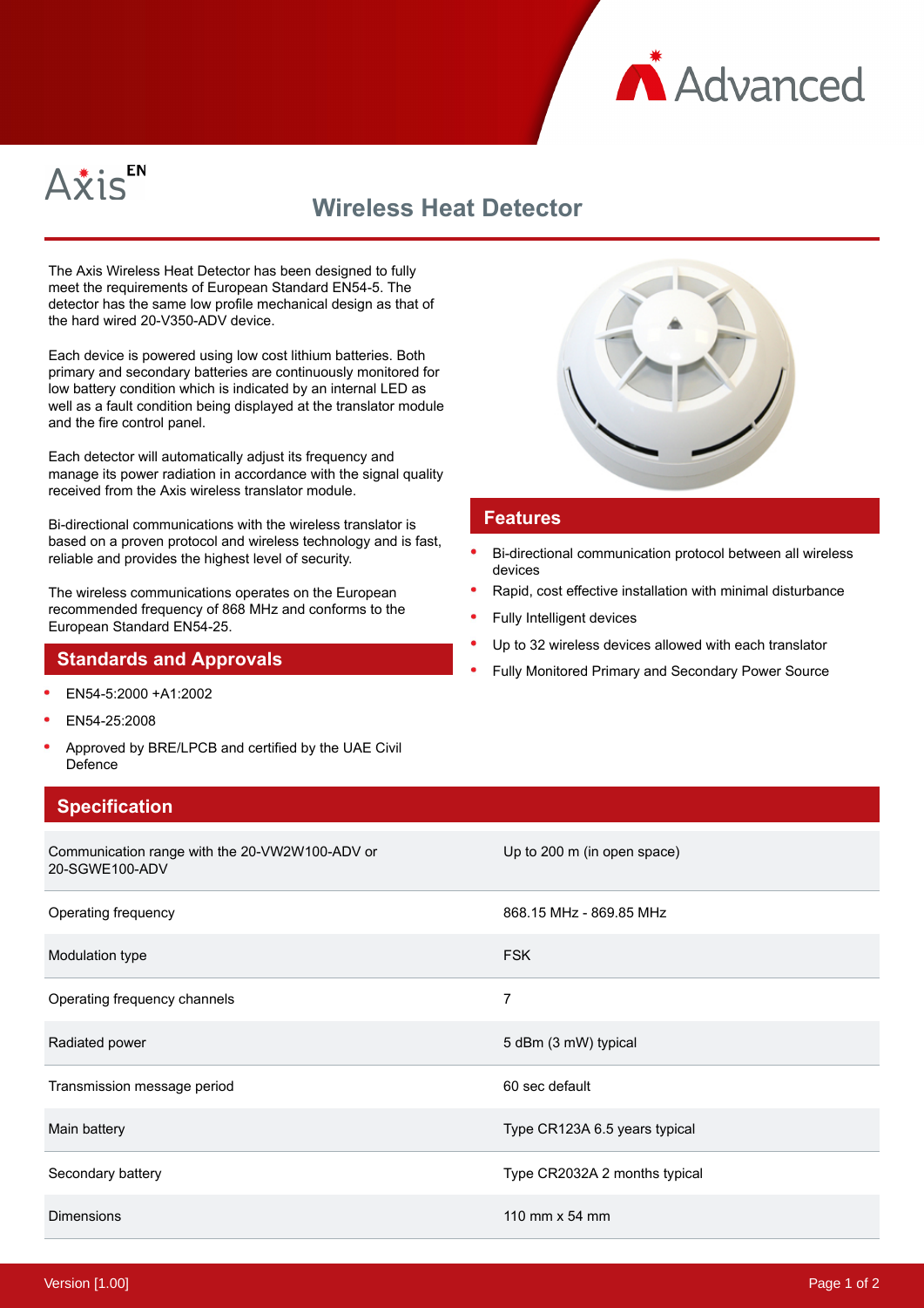Advanced

Axis EN

# Wireless Heat Detector

The Axis Wireless Heat Detector has been designed to fully meet the requirements of European Standard EN54-5. The detector has the same low profile mechanical design as that of the hard wired 20-V350-ADV device.

Each device is powered using low cost lithium batteries. Both primary and secondary batteries are continuously monitored for low battery condition which is indicated by an internal LED as well as a fault condition being displayed at the translator module and the fire control panel.

Each detector will automatically adjust its frequency and manage its power radiation in accordance with the signal quality received from the Axis wireless translator module.

Bi-directional communications with the wireless translator is based on a proven protocol and wireless technology and is fast, reliable and provides the highest level of security.

The wireless communications operates on the European recommended frequency of 868 MHz and conforms to the European Standard EN54-25.

## Standards and Approvals

- EN54-5:2000 +A1:2002
- EN54-25:2008
- Approved by BRE/LPCB and certified by the UAE Civil Defence

## Features

- Bi-directional communication protocol between all wireless devices
- Rapid, cost effective installation with minimal disturbance
- Fully Intelligent devices
- Up to 32 wireless devices allowed with each translator
- Fully Monitored Primary and Secondary Power Source

## Specification

| | |
|---|---|
| Communication range with the 20-VW2W100-ADV or 20-SGWE100-ADV | Up to 200 m (in open space) |
| Operating frequency | 868.15 MHz - 869.85 MHz |
| Modulation type | FSK |
| Operating frequency channels | 7 |
| Radiated power | 5 dBm (3 mW) typical |
| Transmission message period | 60 sec default |
| Main battery | Type CR123A 6.5 years typical |
| Secondary battery | Type CR2032A 2 months typical |
| Dimensions | 110 mm x 54 mm |

Version [1.00]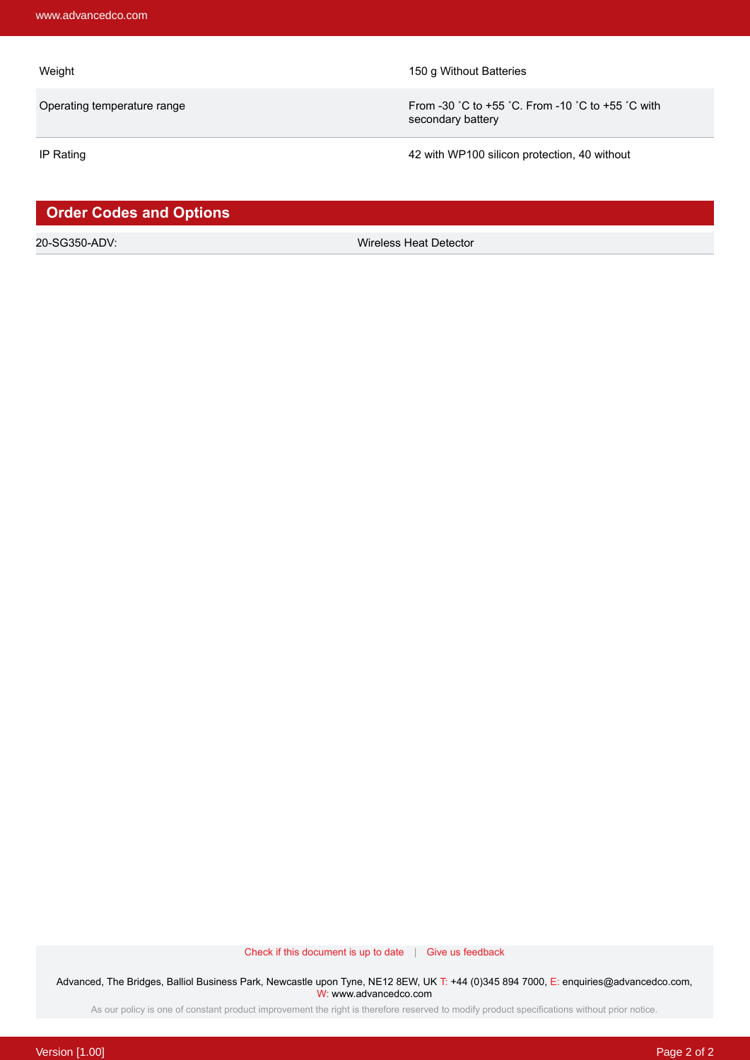| | |
|---|---|
| Weight | 150 g Without Batteries |
| Operating temperature range | From -30 ˚C to +55 ˚C. From -10 ˚C to +55 ˚C with secondary battery |
| IP Rating | 42 with WP100 silicon protection, 40 without |

## Order Codes and Options

| | |
|---|---|
| 20-SG350-ADV: | Wireless Heat Detector |

Check if this document is up to date | Give us feedback

Advanced, The Bridges, Balliol Business Park, Newcastle upon Tyne, NE12 8EW, UK T: +44 (0)345 894 7000, E: enquiries@advancedco.com, W: www.advancedco.com

As our policy is one of constant product improvement the right is therefore reserved to modify product specifications without prior notice.

Version [1.00]